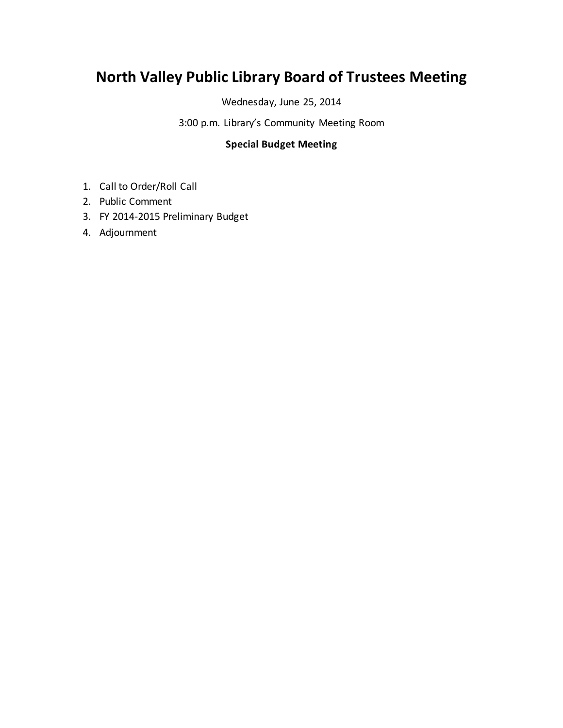# North Valley Public Library Board of Trustees Meeting

Wednesday, June 25, 2014

3:00 p.m. Library's Community Meeting Room

**Special Budget Meeting**

1. Call to Order/Roll Call
2. Public Comment
3. FY 2014-2015 Preliminary Budget
4. Adjournment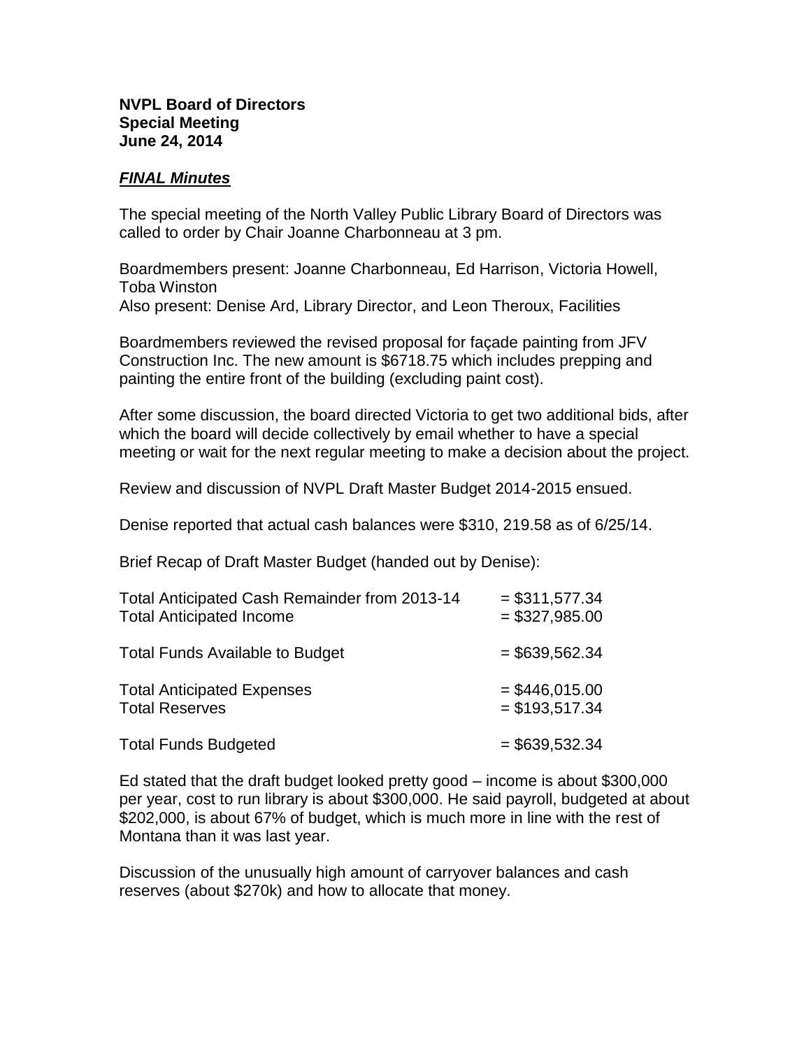**NVPL Board of Directors**
**Special Meeting**
**June 24, 2014**

***FINAL Minutes***

The special meeting of the North Valley Public Library Board of Directors was called to order by Chair Joanne Charbonneau at 3 pm.

Boardmembers present: Joanne Charbonneau, Ed Harrison, Victoria Howell, Toba Winston
Also present: Denise Ard, Library Director, and Leon Theroux, Facilities

Boardmembers reviewed the revised proposal for façade painting from JFV Construction Inc. The new amount is $6718.75 which includes prepping and painting the entire front of the building (excluding paint cost).

After some discussion, the board directed Victoria to get two additional bids, after which the board will decide collectively by email whether to have a special meeting or wait for the next regular meeting to make a decision about the project.

Review and discussion of NVPL Draft Master Budget 2014-2015 ensued.

Denise reported that actual cash balances were $310, 219.58 as of 6/25/14.

Brief Recap of Draft Master Budget (handed out by Denise):

| | |
|---|---|
| Total Anticipated Cash Remainder from 2013-14 | = $311,577.34 |
| Total Anticipated Income | = $327,985.00 |
| Total Funds Available to Budget | = $639,562.34 |
| Total Anticipated Expenses | = $446,015.00 |
| Total Reserves | = $193,517.34 |
| Total Funds Budgeted | = $639,532.34 |

Ed stated that the draft budget looked pretty good – income is about $300,000 per year, cost to run library is about $300,000. He said payroll, budgeted at about $202,000, is about 67% of budget, which is much more in line with the rest of Montana than it was last year.

Discussion of the unusually high amount of carryover balances and cash reserves (about $270k) and how to allocate that money.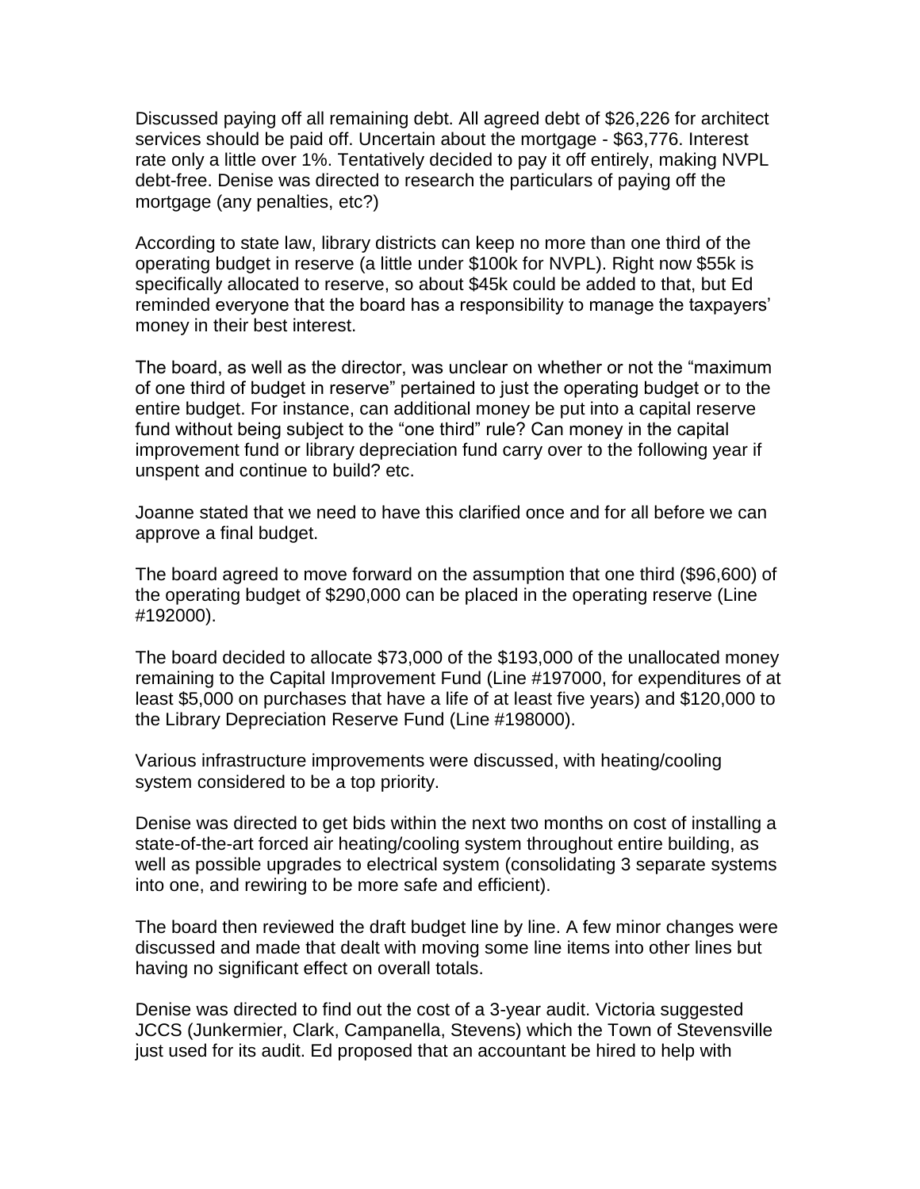Discussed paying off all remaining debt. All agreed debt of $26,226 for architect services should be paid off. Uncertain about the mortgage - $63,776. Interest rate only a little over 1%. Tentatively decided to pay it off entirely, making NVPL debt-free. Denise was directed to research the particulars of paying off the mortgage (any penalties, etc?)

According to state law, library districts can keep no more than one third of the operating budget in reserve (a little under $100k for NVPL). Right now $55k is specifically allocated to reserve, so about $45k could be added to that, but Ed reminded everyone that the board has a responsibility to manage the taxpayers' money in their best interest.

The board, as well as the director, was unclear on whether or not the "maximum of one third of budget in reserve" pertained to just the operating budget or to the entire budget. For instance, can additional money be put into a capital reserve fund without being subject to the "one third" rule? Can money in the capital improvement fund or library depreciation fund carry over to the following year if unspent and continue to build? etc.

Joanne stated that we need to have this clarified once and for all before we can approve a final budget.

The board agreed to move forward on the assumption that one third ($96,600) of the operating budget of $290,000 can be placed in the operating reserve (Line #192000).

The board decided to allocate $73,000 of the $193,000 of the unallocated money remaining to the Capital Improvement Fund (Line #197000, for expenditures of at least $5,000 on purchases that have a life of at least five years) and $120,000 to the Library Depreciation Reserve Fund (Line #198000).

Various infrastructure improvements were discussed, with heating/cooling system considered to be a top priority.

Denise was directed to get bids within the next two months on cost of installing a state-of-the-art forced air heating/cooling system throughout entire building, as well as possible upgrades to electrical system (consolidating 3 separate systems into one, and rewiring to be more safe and efficient).

The board then reviewed the draft budget line by line. A few minor changes were discussed and made that dealt with moving some line items into other lines but having no significant effect on overall totals.

Denise was directed to find out the cost of a 3-year audit. Victoria suggested JCCS (Junkermier, Clark, Campanella, Stevens) which the Town of Stevensville just used for its audit. Ed proposed that an accountant be hired to help with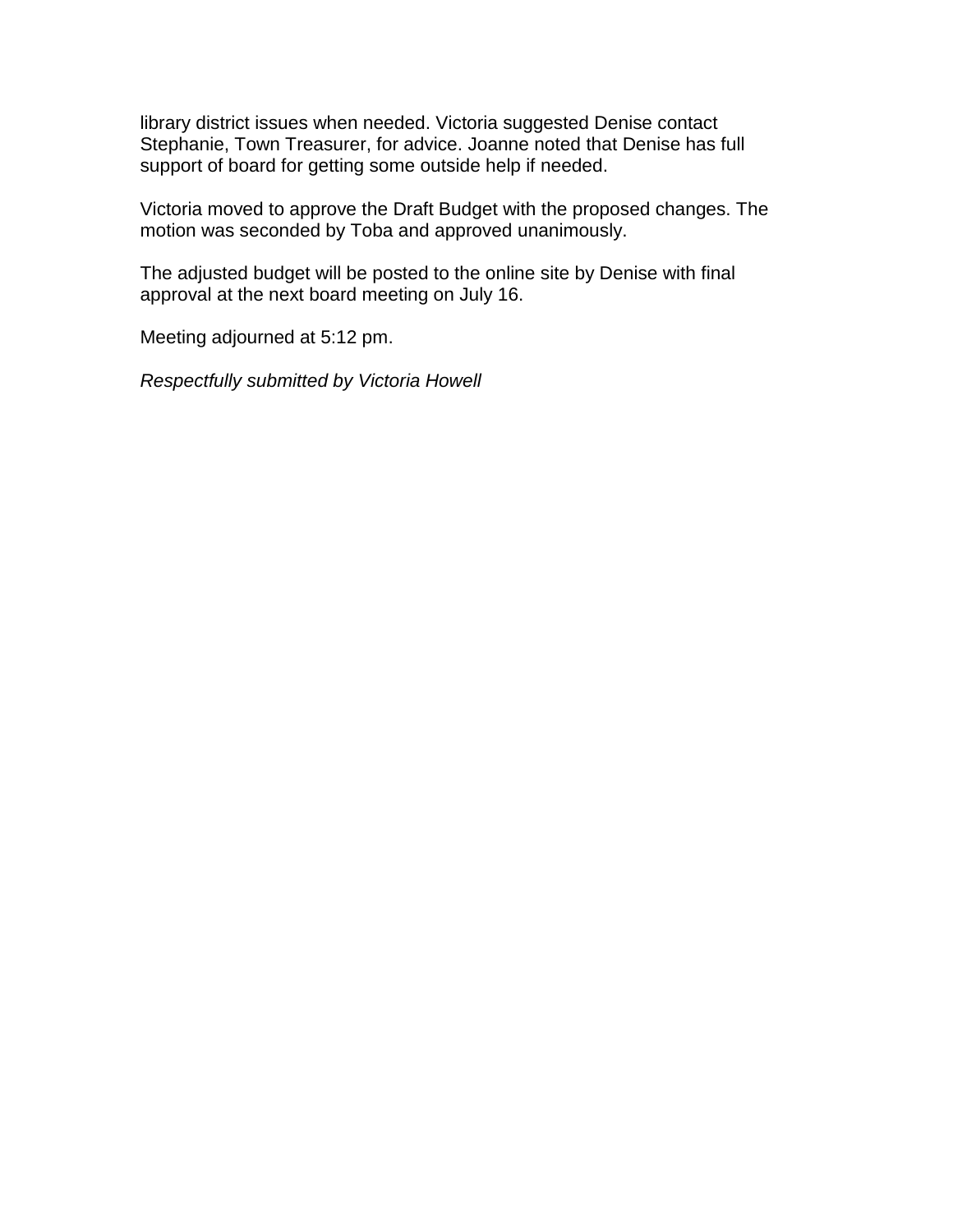library district issues when needed. Victoria suggested Denise contact Stephanie, Town Treasurer, for advice. Joanne noted that Denise has full support of board for getting some outside help if needed.

Victoria moved to approve the Draft Budget with the proposed changes. The motion was seconded by Toba and approved unanimously.

The adjusted budget will be posted to the online site by Denise with final approval at the next board meeting on July 16.

Meeting adjourned at 5:12 pm.

*Respectfully submitted by Victoria Howell*